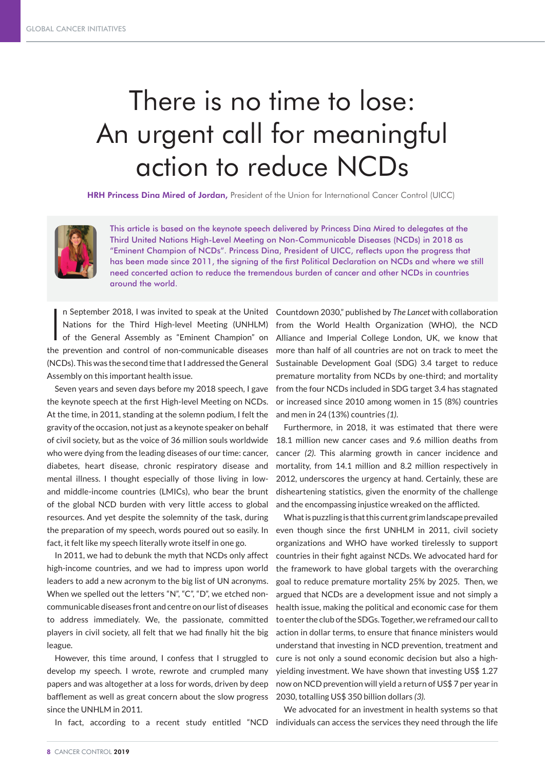# There is no time to lose: An urgent call for meaningful action to reduce NCDs

**HRH Princess Dina Mired of Jordan,** President of the Union for International Cancer Control (UICC)

This article is based on the keynote speech delivered by Princess Dina Mired to delegates at the Third United Nations High-Level Meeting on Non-Communicable Diseases (NCDs) in 2018 as "Eminent Champion of NCDs". Princess Dina, President of UICC, reflects upon the progress that has been made since 2011, the signing of the first Political Declaration on NCDs and where we still need concerted action to reduce the tremendous burden of cancer and other NCDs in countries around the world.

In September 2018, I was invited to speak at the United Nations for the Third High-level Meeting (UNHLM) of the General Assembly as "Eminent Champion" on the prevention and control of non-communicable diseases (NCDs). This was the second time that I addressed the General Assembly on this important health issue.

Seven years and seven days before my 2018 speech, I gave the keynote speech at the first High-level Meeting on NCDs. At the time, in 2011, standing at the solemn podium, I felt the gravity of the occasion, not just as a keynote speaker on behalf of civil society, but as the voice of 36 million souls worldwide who were dying from the leading diseases of our time: cancer, diabetes, heart disease, chronic respiratory disease and mental illness. I thought especially of those living in low- and middle-income countries (LMICs), who bear the brunt of the global NCD burden with very little access to global resources. And yet despite the solemnity of the task, during the preparation of my speech, words poured out so easily. In fact, it felt like my speech literally wrote itself in one go.

In 2011, we had to debunk the myth that NCDs only affect high-income countries, and we had to impress upon world leaders to add a new acronym to the big list of UN acronyms. When we spelled out the letters "N", "C", "D", we etched non-communicable diseases front and centre on our list of diseases to address immediately. We, the passionate, committed players in civil society, all felt that we had finally hit the big league.

However, this time around, I confess that I struggled to develop my speech. I wrote, rewrote and crumpled many papers and was altogether at a loss for words, driven by deep bafflement as well as great concern about the slow progress since the UNHLM in 2011.

In fact, according to a recent study entitled "NCD Countdown 2030," published by *The Lancet* with collaboration from the World Health Organization (WHO), the NCD Alliance and Imperial College London, UK, we know that more than half of all countries are not on track to meet the Sustainable Development Goal (SDG) 3.4 target to reduce premature mortality from NCDs by one-third; and mortality from the four NCDs included in SDG target 3.4 has stagnated or increased since 2010 among women in 15 (8%) countries and men in 24 (13%) countries *(1)*.

Furthermore, in 2018, it was estimated that there were 18.1 million new cancer cases and 9.6 million deaths from cancer *(2)*. This alarming growth in cancer incidence and mortality, from 14.1 million and 8.2 million respectively in 2012, underscores the urgency at hand. Certainly, these are disheartening statistics, given the enormity of the challenge and the encompassing injustice wreaked on the afflicted.

What is puzzling is that this current grim landscape prevailed even though since the first UNHLM in 2011, civil society organizations and WHO have worked tirelessly to support countries in their fight against NCDs. We advocated hard for the framework to have global targets with the overarching goal to reduce premature mortality 25% by 2025. Then, we argued that NCDs are a development issue and not simply a health issue, making the political and economic case for them to enter the club of the SDGs. Together, we reframed our call to action in dollar terms, to ensure that finance ministers would understand that investing in NCD prevention, treatment and cure is not only a sound economic decision but also a high-yielding investment. We have shown that investing US$ 1.27 now on NCD prevention will yield a return of US$ 7 per year in 2030, totalling US$ 350 billion dollars *(3).*

We advocated for an investment in health systems so that individuals can access the services they need through the life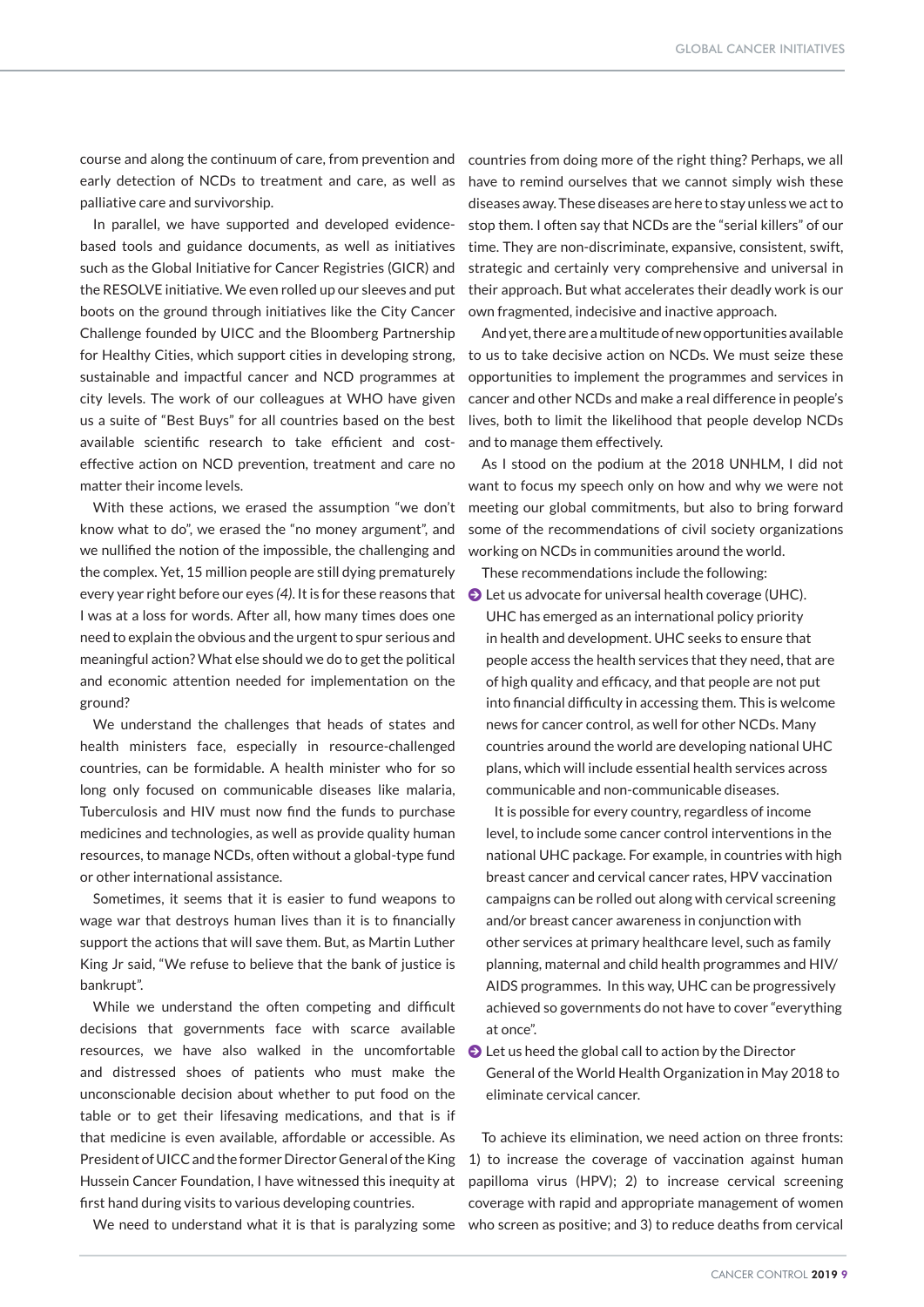course and along the continuum of care, from prevention and early detection of NCDs to treatment and care, as well as palliative care and survivorship.

In parallel, we have supported and developed evidence-based tools and guidance documents, as well as initiatives such as the Global Initiative for Cancer Registries (GICR) and the RESOLVE initiative. We even rolled up our sleeves and put boots on the ground through initiatives like the City Cancer Challenge founded by UICC and the Bloomberg Partnership for Healthy Cities, which support cities in developing strong, sustainable and impactful cancer and NCD programmes at city levels. The work of our colleagues at WHO have given us a suite of "Best Buys" for all countries based on the best available scientific research to take efficient and cost-effective action on NCD prevention, treatment and care no matter their income levels.

With these actions, we erased the assumption "we don't know what to do", we erased the "no money argument", and we nullified the notion of the impossible, the challenging and the complex. Yet, 15 million people are still dying prematurely every year right before our eyes *(4)*. It is for these reasons that I was at a loss for words. After all, how many times does one need to explain the obvious and the urgent to spur serious and meaningful action? What else should we do to get the political and economic attention needed for implementation on the ground?

We understand the challenges that heads of states and health ministers face, especially in resource-challenged countries, can be formidable. A health minister who for so long only focused on communicable diseases like malaria, Tuberculosis and HIV must now find the funds to purchase medicines and technologies, as well as provide quality human resources, to manage NCDs, often without a global-type fund or other international assistance.

Sometimes, it seems that it is easier to fund weapons to wage war that destroys human lives than it is to financially support the actions that will save them. But, as Martin Luther King Jr said, "We refuse to believe that the bank of justice is bankrupt".

While we understand the often competing and difficult decisions that governments face with scarce available resources, we have also walked in the uncomfortable and distressed shoes of patients who must make the unconscionable decision about whether to put food on the table or to get their lifesaving medications, and that is if that medicine is even available, affordable or accessible. As President of UICC and the former Director General of the King Hussein Cancer Foundation, I have witnessed this inequity at first hand during visits to various developing countries.

We need to understand what it is that is paralyzing some countries from doing more of the right thing? Perhaps, we all have to remind ourselves that we cannot simply wish these diseases away. These diseases are here to stay unless we act to stop them. I often say that NCDs are the "serial killers" of our time. They are non-discriminate, expansive, consistent, swift, strategic and certainly very comprehensive and universal in their approach. But what accelerates their deadly work is our own fragmented, indecisive and inactive approach.

And yet, there are a multitude of new opportunities available to us to take decisive action on NCDs. We must seize these opportunities to implement the programmes and services in cancer and other NCDs and make a real difference in people's lives, both to limit the likelihood that people develop NCDs and to manage them effectively.

As I stood on the podium at the 2018 UNHLM, I did not want to focus my speech only on how and why we were not meeting our global commitments, but also to bring forward some of the recommendations of civil society organizations working on NCDs in communities around the world.

These recommendations include the following:

- Let us advocate for universal health coverage (UHC). UHC has emerged as an international policy priority in health and development. UHC seeks to ensure that people access the health services that they need, that are of high quality and efficacy, and that people are not put into financial difficulty in accessing them. This is welcome news for cancer control, as well for other NCDs. Many countries around the world are developing national UHC plans, which will include essential health services across communicable and non-communicable diseases.

  It is possible for every country, regardless of income level, to include some cancer control interventions in the national UHC package. For example, in countries with high breast cancer and cervical cancer rates, HPV vaccination campaigns can be rolled out along with cervical screening and/or breast cancer awareness in conjunction with other services at primary healthcare level, such as family planning, maternal and child health programmes and HIV/AIDS programmes. In this way, UHC can be progressively achieved so governments do not have to cover "everything at once".

- Let us heed the global call to action by the Director General of the World Health Organization in May 2018 to eliminate cervical cancer.

To achieve its elimination, we need action on three fronts: 1) to increase the coverage of vaccination against human papilloma virus (HPV); 2) to increase cervical screening coverage with rapid and appropriate management of women who screen as positive; and 3) to reduce deaths from cervical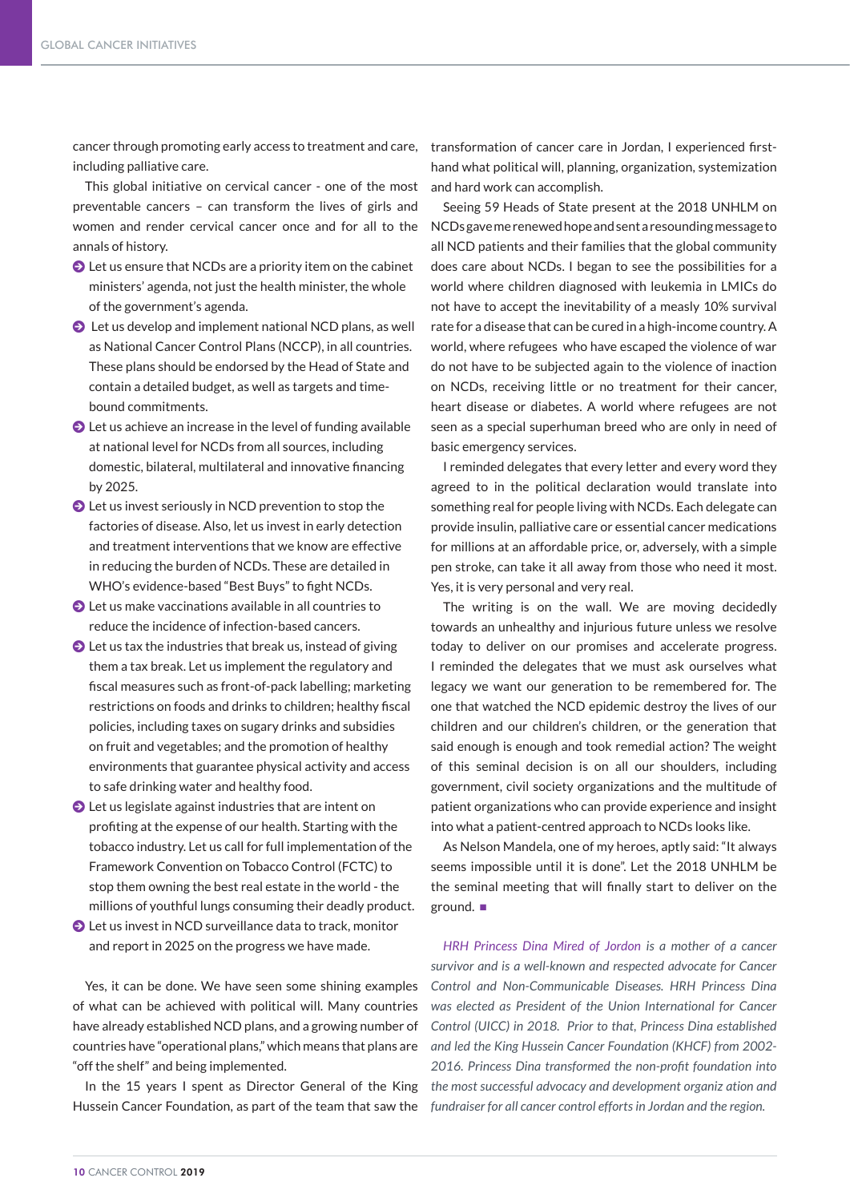cancer through promoting early access to treatment and care, including palliative care.

This global initiative on cervical cancer - one of the most preventable cancers – can transform the lives of girls and women and render cervical cancer once and for all to the annals of history.

- Let us ensure that NCDs are a priority item on the cabinet ministers' agenda, not just the health minister, the whole of the government's agenda.
- Let us develop and implement national NCD plans, as well as National Cancer Control Plans (NCCP), in all countries. These plans should be endorsed by the Head of State and contain a detailed budget, as well as targets and time-bound commitments.
- Let us achieve an increase in the level of funding available at national level for NCDs from all sources, including domestic, bilateral, multilateral and innovative financing by 2025.
- Let us invest seriously in NCD prevention to stop the factories of disease. Also, let us invest in early detection and treatment interventions that we know are effective in reducing the burden of NCDs. These are detailed in WHO's evidence-based "Best Buys" to fight NCDs.
- Let us make vaccinations available in all countries to reduce the incidence of infection-based cancers.
- Let us tax the industries that break us, instead of giving them a tax break. Let us implement the regulatory and fiscal measures such as front-of-pack labelling; marketing restrictions on foods and drinks to children; healthy fiscal policies, including taxes on sugary drinks and subsidies on fruit and vegetables; and the promotion of healthy environments that guarantee physical activity and access to safe drinking water and healthy food.
- Let us legislate against industries that are intent on profiting at the expense of our health. Starting with the tobacco industry. Let us call for full implementation of the Framework Convention on Tobacco Control (FCTC) to stop them owning the best real estate in the world - the millions of youthful lungs consuming their deadly product.
- Let us invest in NCD surveillance data to track, monitor and report in 2025 on the progress we have made.

Yes, it can be done. We have seen some shining examples of what can be achieved with political will. Many countries have already established NCD plans, and a growing number of countries have "operational plans," which means that plans are "off the shelf" and being implemented.

In the 15 years I spent as Director General of the King Hussein Cancer Foundation, as part of the team that saw the transformation of cancer care in Jordan, I experienced first-hand what political will, planning, organization, systemization and hard work can accomplish.

Seeing 59 Heads of State present at the 2018 UNHLM on NCDs gave me renewed hope and sent a resounding message to all NCD patients and their families that the global community does care about NCDs. I began to see the possibilities for a world where children diagnosed with leukemia in LMICs do not have to accept the inevitability of a measly 10% survival rate for a disease that can be cured in a high-income country. A world, where refugees who have escaped the violence of war do not have to be subjected again to the violence of inaction on NCDs, receiving little or no treatment for their cancer, heart disease or diabetes. A world where refugees are not seen as a special superhuman breed who are only in need of basic emergency services.

I reminded delegates that every letter and every word they agreed to in the political declaration would translate into something real for people living with NCDs. Each delegate can provide insulin, palliative care or essential cancer medications for millions at an affordable price, or, adversely, with a simple pen stroke, can take it all away from those who need it most. Yes, it is very personal and very real.

The writing is on the wall. We are moving decidedly towards an unhealthy and injurious future unless we resolve today to deliver on our promises and accelerate progress. I reminded the delegates that we must ask ourselves what legacy we want our generation to be remembered for. The one that watched the NCD epidemic destroy the lives of our children and our children's children, or the generation that said enough is enough and took remedial action? The weight of this seminal decision is on all our shoulders, including government, civil society organizations and the multitude of patient organizations who can provide experience and insight into what a patient-centred approach to NCDs looks like.

As Nelson Mandela, one of my heroes, aptly said: "It always seems impossible until it is done". Let the 2018 UNHLM be the seminal meeting that will finally start to deliver on the ground. ■

*HRH Princess Dina Mired of Jordon is a mother of a cancer survivor and is a well-known and respected advocate for Cancer Control and Non-Communicable Diseases. HRH Princess Dina was elected as President of the Union International for Cancer Control (UICC) in 2018. Prior to that, Princess Dina established and led the King Hussein Cancer Foundation (KHCF) from 2002-2016. Princess Dina transformed the non-profit foundation into the most successful advocacy and development organiz ation and fundraiser for all cancer control efforts in Jordan and the region.*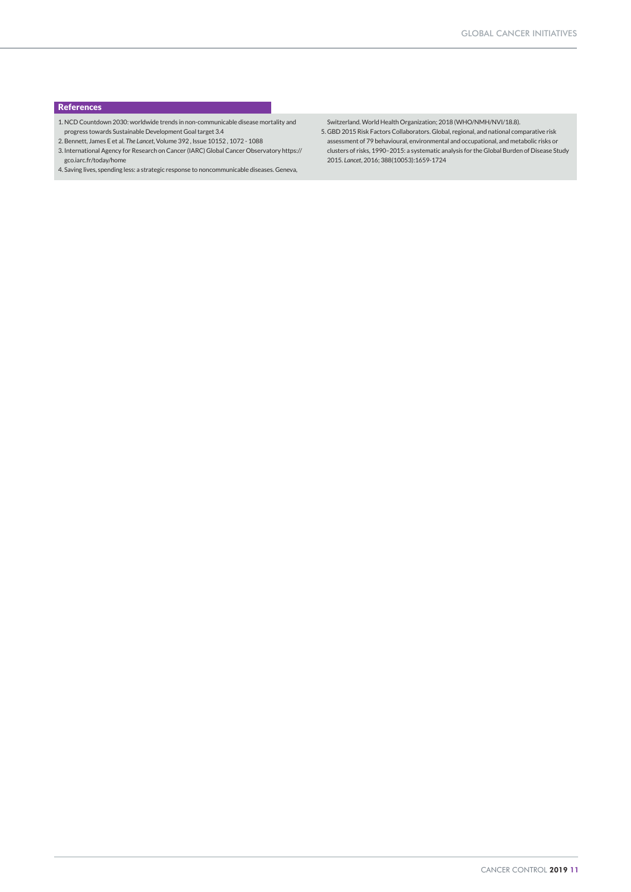## References

1. NCD Countdown 2030: worldwide trends in non-communicable disease mortality and progress towards Sustainable Development Goal target 3.4
2. Bennett, James E et al. *The Lancet*, Volume 392 , Issue 10152 , 1072 - 1088
3. International Agency for Research on Cancer (IARC) Global Cancer Observatory https://gco.iarc.fr/today/home
4. Saving lives, spending less: a strategic response to noncommunicable diseases. Geneva, Switzerland. World Health Organization; 2018 (WHO/NMH/NVI/18.8).
5. GBD 2015 Risk Factors Collaborators. Global, regional, and national comparative risk assessment of 79 behavioural, environmental and occupational, and metabolic risks or clusters of risks, 1990–2015: a systematic analysis for the Global Burden of Disease Study 2015. *Lancet*, 2016; 388(10053):1659-1724